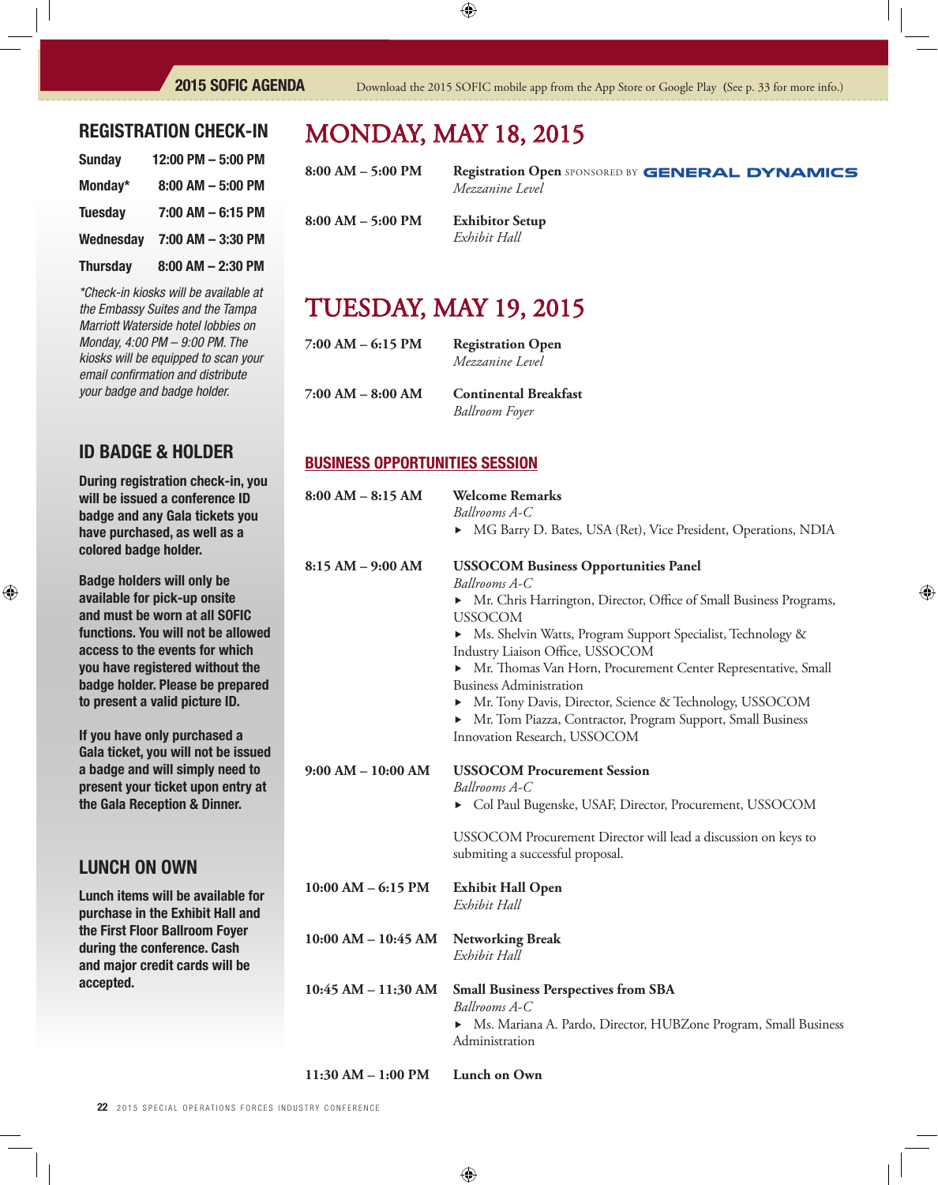2015 SOFIC AGENDA

Download the 2015 SOFIC mobile app from the App Store or Google Play (See p. 33 for more info.)

## REGISTRATION CHECK-IN

| | |
|---|---|
| Sunday | 12:00 PM – 5:00 PM |
| Monday* | 8:00 AM – 5:00 PM |
| Tuesday | 7:00 AM – 6:15 PM |
| Wednesday | 7:00 AM – 3:30 PM |
| Thursday | 8:00 AM – 2:30 PM |

*\*Check-in kiosks will be available at the Embassy Suites and the Tampa Marriott Waterside hotel lobbies on Monday, 4:00 PM – 9:00 PM. The kiosks will be equipped to scan your email confirmation and distribute your badge and badge holder.*

## ID BADGE & HOLDER

**During registration check-in, you will be issued a conference ID badge and any Gala tickets you have purchased, as well as a colored badge holder.**

**Badge holders will only be available for pick-up onsite and must be worn at all SOFIC functions. You will not be allowed access to the events for which you have registered without the badge holder. Please be prepared to present a valid picture ID.**

**If you have only purchased a Gala ticket, you will not be issued a badge and will simply need to present your ticket upon entry at the Gala Reception & Dinner.**

## LUNCH ON OWN

**Lunch items will be available for purchase in the Exhibit Hall and the First Floor Ballroom Foyer during the conference. Cash and major credit cards will be accepted.**

# MONDAY, MAY 18, 2015

**8:00 AM – 5:00 PM** — **Registration Open** SPONSORED BY GENERAL DYNAMICS
*Mezzanine Level*

**8:00 AM – 5:00 PM** — **Exhibitor Setup**
*Exhibit Hall*

# TUESDAY, MAY 19, 2015

**7:00 AM – 6:15 PM** — **Registration Open**
*Mezzanine Level*

**7:00 AM – 8:00 AM** — **Continental Breakfast**
*Ballroom Foyer*

## BUSINESS OPPORTUNITIES SESSION

**8:00 AM – 8:15 AM** — **Welcome Remarks**
*Ballrooms A-C*
- MG Barry D. Bates, USA (Ret), Vice President, Operations, NDIA

**8:15 AM – 9:00 AM** — **USSOCOM Business Opportunities Panel**
*Ballrooms A-C*
- Mr. Chris Harrington, Director, Office of Small Business Programs, USSOCOM
- Ms. Shelvin Watts, Program Support Specialist, Technology & Industry Liaison Office, USSOCOM
- Mr. Thomas Van Horn, Procurement Center Representative, Small Business Administration
- Mr. Tony Davis, Director, Science & Technology, USSOCOM
- Mr. Tom Piazza, Contractor, Program Support, Small Business Innovation Research, USSOCOM

**9:00 AM – 10:00 AM** — **USSOCOM Procurement Session**
*Ballrooms A-C*
- Col Paul Bugenske, USAF, Director, Procurement, USSOCOM

USSOCOM Procurement Director will lead a discussion on keys to submiting a successful proposal.

**10:00 AM – 6:15 PM** — **Exhibit Hall Open**
*Exhibit Hall*

**10:00 AM – 10:45 AM** — **Networking Break**
*Exhibit Hall*

**10:45 AM – 11:30 AM** — **Small Business Perspectives from SBA**
*Ballrooms A-C*
- Ms. Mariana A. Pardo, Director, HUBZone Program, Small Business Administration

**11:30 AM – 1:00 PM** — **Lunch on Own**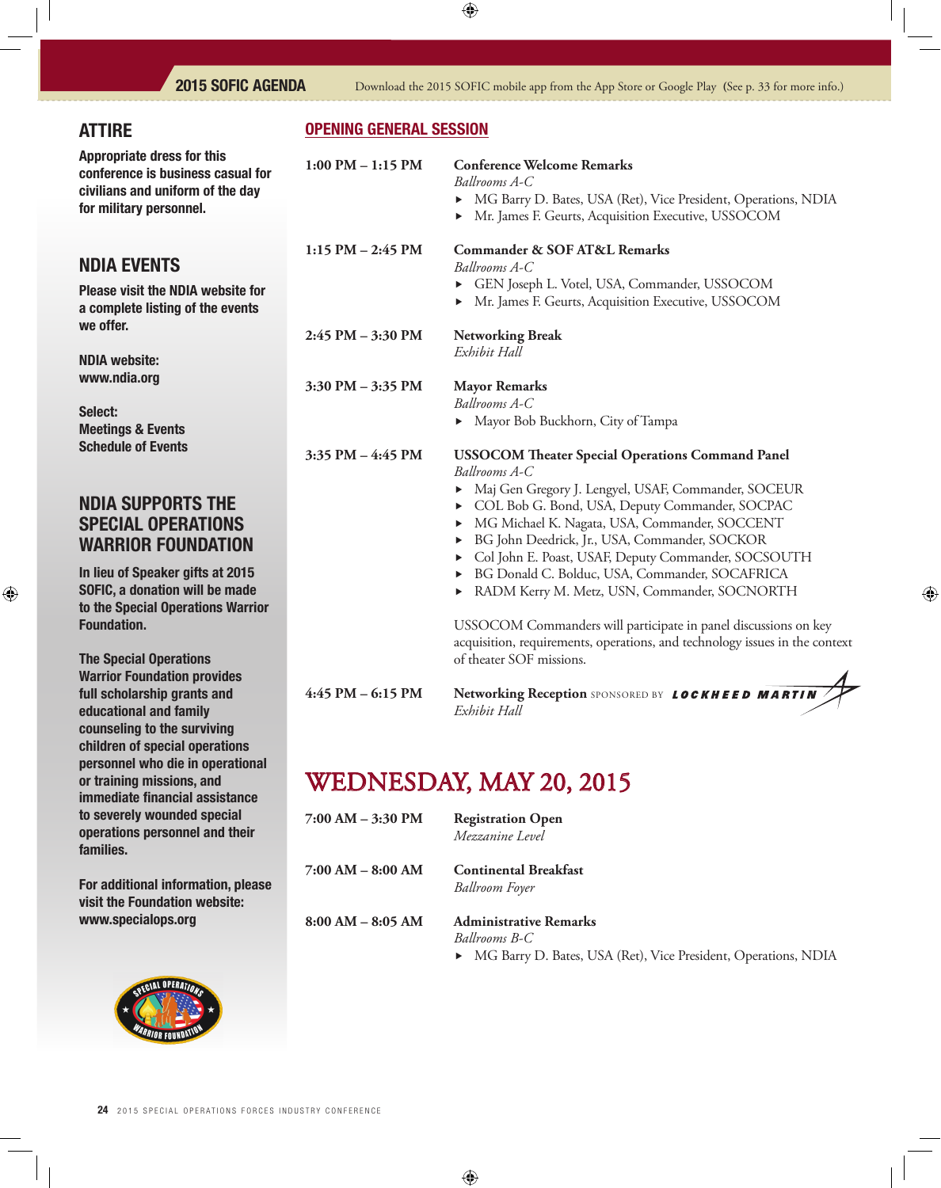## ATTIRE

**Appropriate dress for this conference is business casual for civilians and uniform of the day for military personnel.**

## NDIA EVENTS

**Please visit the NDIA website for a complete listing of the events we offer.**

**NDIA website:**
**www.ndia.org**

**Select:**
**Meetings & Events**
**Schedule of Events**

## NDIA SUPPORTS THE SPECIAL OPERATIONS WARRIOR FOUNDATION

**In lieu of Speaker gifts at 2015 SOFIC, a donation will be made to the Special Operations Warrior Foundation.**

**The Special Operations Warrior Foundation provides full scholarship grants and educational and family counseling to the surviving children of special operations personnel who die in operational or training missions, and immediate financial assistance to severely wounded special operations personnel and their families.**

**For additional information, please visit the Foundation website: www.specialops.org**

## OPENING GENERAL SESSION

**1:00 PM – 1:15 PM** — **Conference Welcome Remarks**
*Ballrooms A-C*
- MG Barry D. Bates, USA (Ret), Vice President, Operations, NDIA
- Mr. James F. Geurts, Acquisition Executive, USSOCOM

**1:15 PM – 2:45 PM** — **Commander & SOF AT&L Remarks**
*Ballrooms A-C*
- GEN Joseph L. Votel, USA, Commander, USSOCOM
- Mr. James F. Geurts, Acquisition Executive, USSOCOM

**2:45 PM – 3:30 PM** — **Networking Break**
*Exhibit Hall*

**3:30 PM – 3:35 PM** — **Mayor Remarks**
*Ballrooms A-C*
- Mayor Bob Buckhorn, City of Tampa

**3:35 PM – 4:45 PM** — **USSOCOM Theater Special Operations Command Panel**
*Ballrooms A-C*
- Maj Gen Gregory J. Lengyel, USAF, Commander, SOCEUR
- COL Bob G. Bond, USA, Deputy Commander, SOCPAC
- MG Michael K. Nagata, USA, Commander, SOCCENT
- BG John Deedrick, Jr., USA, Commander, SOCKOR
- Col John E. Poast, USAF, Deputy Commander, SOCSOUTH
- BG Donald C. Bolduc, USA, Commander, SOCAFRICA
- RADM Kerry M. Metz, USN, Commander, SOCNORTH

USSOCOM Commanders will participate in panel discussions on key acquisition, requirements, operations, and technology issues in the context of theater SOF missions.

**4:45 PM – 6:15 PM** — **Networking Reception** SPONSORED BY LOCKHEED MARTIN
*Exhibit Hall*

# WEDNESDAY, MAY 20, 2015

**7:00 AM – 3:30 PM** — **Registration Open**
*Mezzanine Level*

**7:00 AM – 8:00 AM** — **Continental Breakfast**
*Ballroom Foyer*

**8:00 AM – 8:05 AM** — **Administrative Remarks**
*Ballrooms B-C*
- MG Barry D. Bates, USA (Ret), Vice President, Operations, NDIA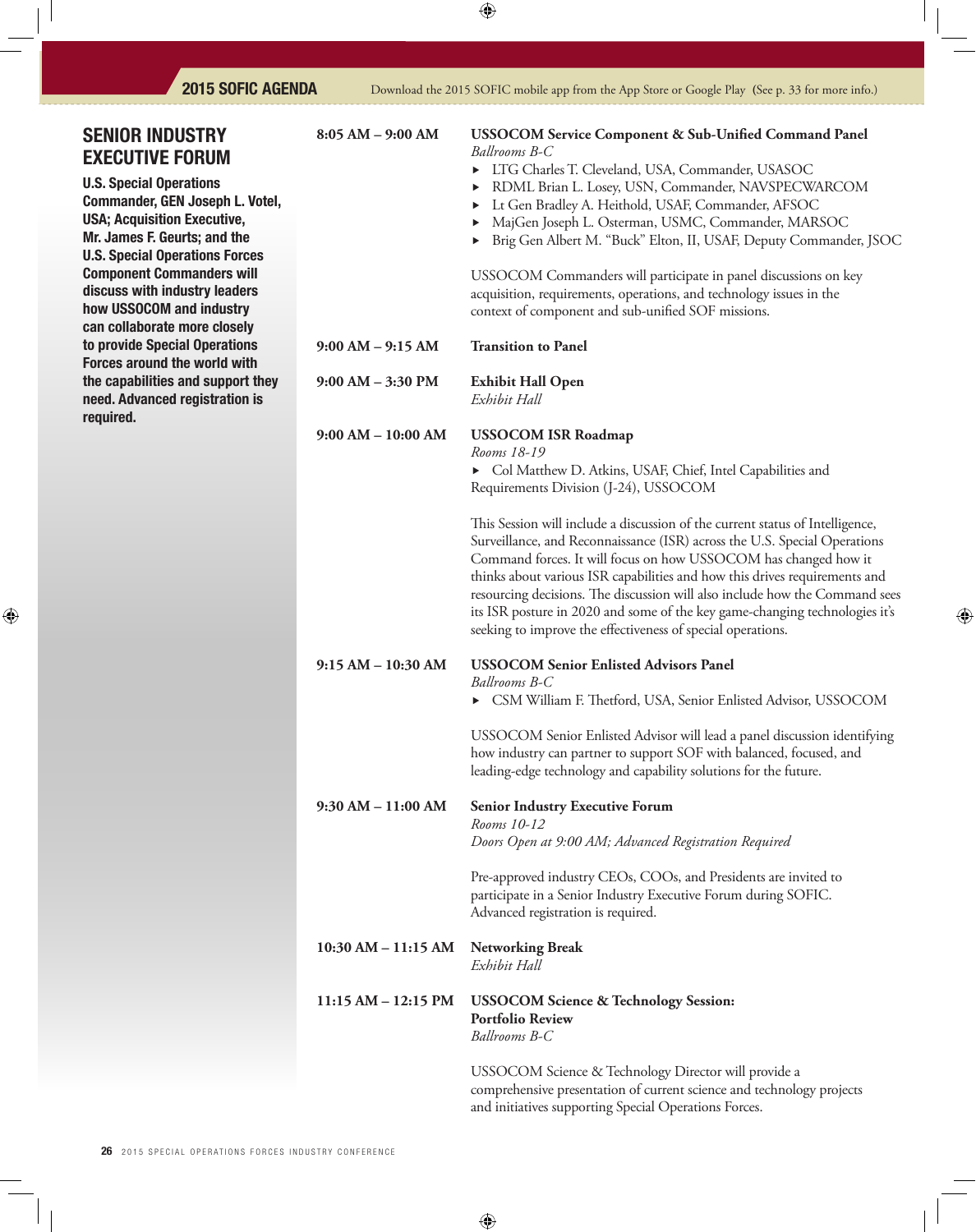## SENIOR INDUSTRY EXECUTIVE FORUM

**U.S. Special Operations Commander, GEN Joseph L. Votel, USA; Acquisition Executive, Mr. James F. Geurts; and the U.S. Special Operations Forces Component Commanders will discuss with industry leaders how USSOCOM and industry can collaborate more closely to provide Special Operations Forces around the world with the capabilities and support they need. Advanced registration is required.**

---

**8:05 AM – 9:00 AM** — **USSOCOM Service Component & Sub-Unified Command Panel**
*Ballrooms B-C*

- LTG Charles T. Cleveland, USA, Commander, USASOC
- RDML Brian L. Losey, USN, Commander, NAVSPECWARCOM
- Lt Gen Bradley A. Heithold, USAF, Commander, AFSOC
- MajGen Joseph L. Osterman, USMC, Commander, MARSOC
- Brig Gen Albert M. "Buck" Elton, II, USAF, Deputy Commander, JSOC

USSOCOM Commanders will participate in panel discussions on key acquisition, requirements, operations, and technology issues in the context of component and sub-unified SOF missions.

**9:00 AM – 9:15 AM** — **Transition to Panel**

**9:00 AM – 3:30 PM** — **Exhibit Hall Open**
*Exhibit Hall*

**9:00 AM – 10:00 AM** — **USSOCOM ISR Roadmap**
*Rooms 18-19*

- Col Matthew D. Atkins, USAF, Chief, Intel Capabilities and Requirements Division (J-24), USSOCOM

This Session will include a discussion of the current status of Intelligence, Surveillance, and Reconnaissance (ISR) across the U.S. Special Operations Command forces. It will focus on how USSOCOM has changed how it thinks about various ISR capabilities and how this drives requirements and resourcing decisions. The discussion will also include how the Command sees its ISR posture in 2020 and some of the key game-changing technologies it's seeking to improve the effectiveness of special operations.

**9:15 AM – 10:30 AM** — **USSOCOM Senior Enlisted Advisors Panel**
*Ballrooms B-C*

- CSM William F. Thetford, USA, Senior Enlisted Advisor, USSOCOM

USSOCOM Senior Enlisted Advisor will lead a panel discussion identifying how industry can partner to support SOF with balanced, focused, and leading-edge technology and capability solutions for the future.

**9:30 AM – 11:00 AM** — **Senior Industry Executive Forum**
*Rooms 10-12*
*Doors Open at 9:00 AM; Advanced Registration Required*

Pre-approved industry CEOs, COOs, and Presidents are invited to participate in a Senior Industry Executive Forum during SOFIC. Advanced registration is required.

**10:30 AM – 11:15 AM** — **Networking Break**
*Exhibit Hall*

**11:15 AM – 12:15 PM** — **USSOCOM Science & Technology Session: Portfolio Review**
*Ballrooms B-C*

USSOCOM Science & Technology Director will provide a comprehensive presentation of current science and technology projects and initiatives supporting Special Operations Forces.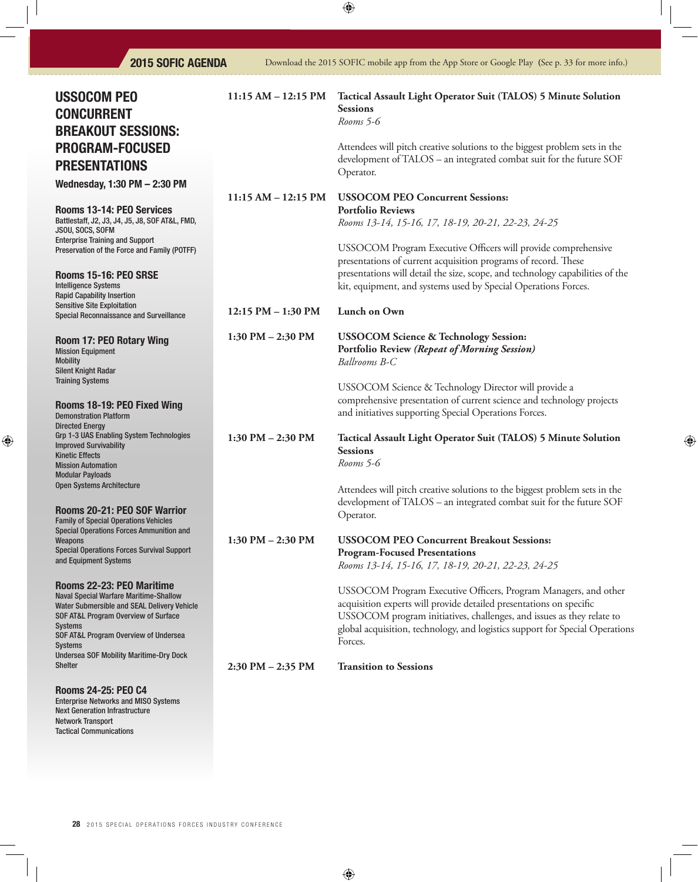## USSOCOM PEO CONCURRENT BREAKOUT SESSIONS: PROGRAM-FOCUSED PRESENTATIONS

**Wednesday, 1:30 PM – 2:30 PM**

**Rooms 13-14: PEO Services**
Battlestaff, J2, J3, J4, J5, J8, SOF AT&L, FMD, JSOU, SOCS, SOFM
Enterprise Training and Support
Preservation of the Force and Family (POTFF)

**Rooms 15-16: PEO SRSE**
Intelligence Systems
Rapid Capability Insertion
Sensitive Site Exploitation
Special Reconnaissance and Surveillance

**Room 17: PEO Rotary Wing**
Mission Equipment
Mobility
Silent Knight Radar
Training Systems

**Rooms 18-19: PEO Fixed Wing**
Demonstration Platform
Directed Energy
Grp 1-3 UAS Enabling System Technologies
Improved Survivability
Kinetic Effects
Mission Automation
Modular Payloads
Open Systems Architecture

**Rooms 20-21: PEO SOF Warrior**
Family of Special Operations Vehicles
Special Operations Forces Ammunition and Weapons
Special Operations Forces Survival Support and Equipment Systems

**Rooms 22-23: PEO Maritime**
Naval Special Warfare Maritime-Shallow Water Submersible and SEAL Delivery Vehicle
SOF AT&L Program Overview of Surface Systems
SOF AT&L Program Overview of Undersea Systems
Undersea SOF Mobility Maritime-Dry Dock Shelter

**Rooms 24-25: PEO C4**
Enterprise Networks and MISO Systems
Next Generation Infrastructure
Network Transport
Tactical Communications

---

**11:15 AM – 12:15 PM** — **Tactical Assault Light Operator Suit (TALOS) 5 Minute Solution Sessions**
*Rooms 5-6*

Attendees will pitch creative solutions to the biggest problem sets in the development of TALOS – an integrated combat suit for the future SOF Operator.

**11:15 AM – 12:15 PM** — **USSOCOM PEO Concurrent Sessions: Portfolio Reviews**
*Rooms 13-14, 15-16, 17, 18-19, 20-21, 22-23, 24-25*

USSOCOM Program Executive Officers will provide comprehensive presentations of current acquisition programs of record. These presentations will detail the size, scope, and technology capabilities of the kit, equipment, and systems used by Special Operations Forces.

**12:15 PM – 1:30 PM** — **Lunch on Own**

**1:30 PM – 2:30 PM** — **USSOCOM Science & Technology Session: Portfolio Review** ***(Repeat of Morning Session)***
*Ballrooms B-C*

USSOCOM Science & Technology Director will provide a comprehensive presentation of current science and technology projects and initiatives supporting Special Operations Forces.

**1:30 PM – 2:30 PM** — **Tactical Assault Light Operator Suit (TALOS) 5 Minute Solution Sessions**
*Rooms 5-6*

Attendees will pitch creative solutions to the biggest problem sets in the development of TALOS – an integrated combat suit for the future SOF Operator.

**1:30 PM – 2:30 PM** — **USSOCOM PEO Concurrent Breakout Sessions: Program-Focused Presentations**
*Rooms 13-14, 15-16, 17, 18-19, 20-21, 22-23, 24-25*

USSOCOM Program Executive Officers, Program Managers, and other acquisition experts will provide detailed presentations on specific USSOCOM program initiatives, challenges, and issues as they relate to global acquisition, technology, and logistics support for Special Operations Forces.

**2:30 PM – 2:35 PM** — **Transition to Sessions**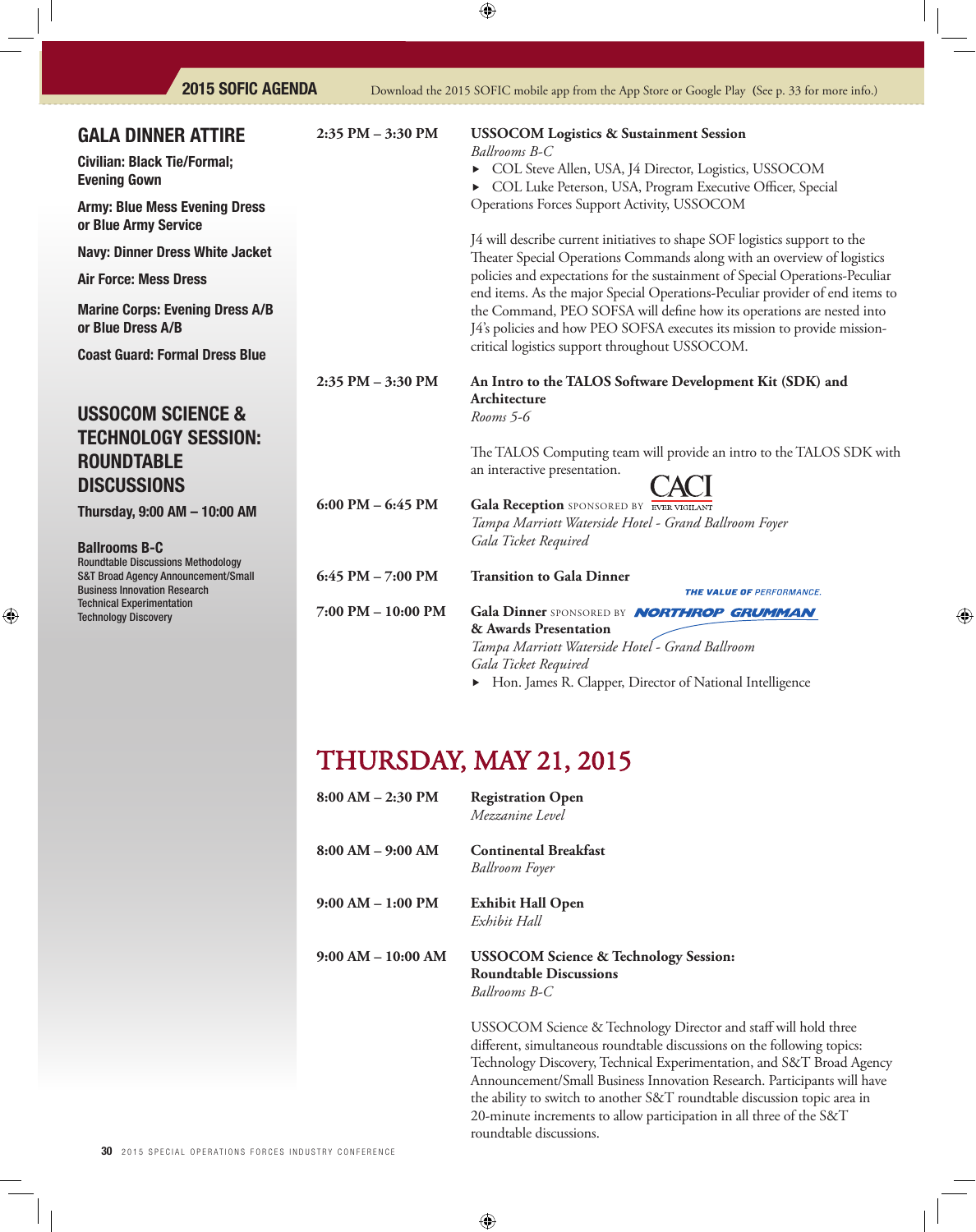## GALA DINNER ATTIRE

**Civilian: Black Tie/Formal; Evening Gown**

**Army: Blue Mess Evening Dress or Blue Army Service**

**Navy: Dinner Dress White Jacket**

**Air Force: Mess Dress**

**Marine Corps: Evening Dress A/B or Blue Dress A/B**

**Coast Guard: Formal Dress Blue**

## USSOCOM SCIENCE & TECHNOLOGY SESSION: ROUNDTABLE DISCUSSIONS

**Thursday, 9:00 AM – 10:00 AM**

**Ballrooms B-C**

Roundtable Discussions Methodology
S&T Broad Agency Announcement/Small Business Innovation Research
Technical Experimentation
Technology Discovery

---

**2:35 PM – 3:30 PM** — **USSOCOM Logistics & Sustainment Session**
*Ballrooms B-C*

- COL Steve Allen, USA, J4 Director, Logistics, USSOCOM
- COL Luke Peterson, USA, Program Executive Officer, Special Operations Forces Support Activity, USSOCOM

J4 will describe current initiatives to shape SOF logistics support to the Theater Special Operations Commands along with an overview of logistics policies and expectations for the sustainment of Special Operations-Peculiar end items. As the major Special Operations-Peculiar provider of end items to the Command, PEO SOFSA will define how its operations are nested into J4's policies and how PEO SOFSA executes its mission to provide mission-critical logistics support throughout USSOCOM.

**2:35 PM – 3:30 PM** — **An Intro to the TALOS Software Development Kit (SDK) and Architecture**
*Rooms 5-6*

The TALOS Computing team will provide an intro to the TALOS SDK with an interactive presentation.

**6:00 PM – 6:45 PM** — **Gala Reception** SPONSORED BY CACI EVER VIGILANT
*Tampa Marriott Waterside Hotel - Grand Ballroom Foyer*
*Gala Ticket Required*

**6:45 PM – 7:00 PM** — **Transition to Gala Dinner**

**7:00 PM – 10:00 PM** — **Gala Dinner** SPONSORED BY NORTHROP GRUMMAN THE VALUE OF PERFORMANCE.
**& Awards Presentation**
*Tampa Marriott Waterside Hotel - Grand Ballroom*
*Gala Ticket Required*

- Hon. James R. Clapper, Director of National Intelligence

# THURSDAY, MAY 21, 2015

**8:00 AM – 2:30 PM** — **Registration Open**
*Mezzanine Level*

**8:00 AM – 9:00 AM** — **Continental Breakfast**
*Ballroom Foyer*

**9:00 AM – 1:00 PM** — **Exhibit Hall Open**
*Exhibit Hall*

**9:00 AM – 10:00 AM** — **USSOCOM Science & Technology Session: Roundtable Discussions**
*Ballrooms B-C*

USSOCOM Science & Technology Director and staff will hold three different, simultaneous roundtable discussions on the following topics: Technology Discovery, Technical Experimentation, and S&T Broad Agency Announcement/Small Business Innovation Research. Participants will have the ability to switch to another S&T roundtable discussion topic area in 20-minute increments to allow participation in all three of the S&T roundtable discussions.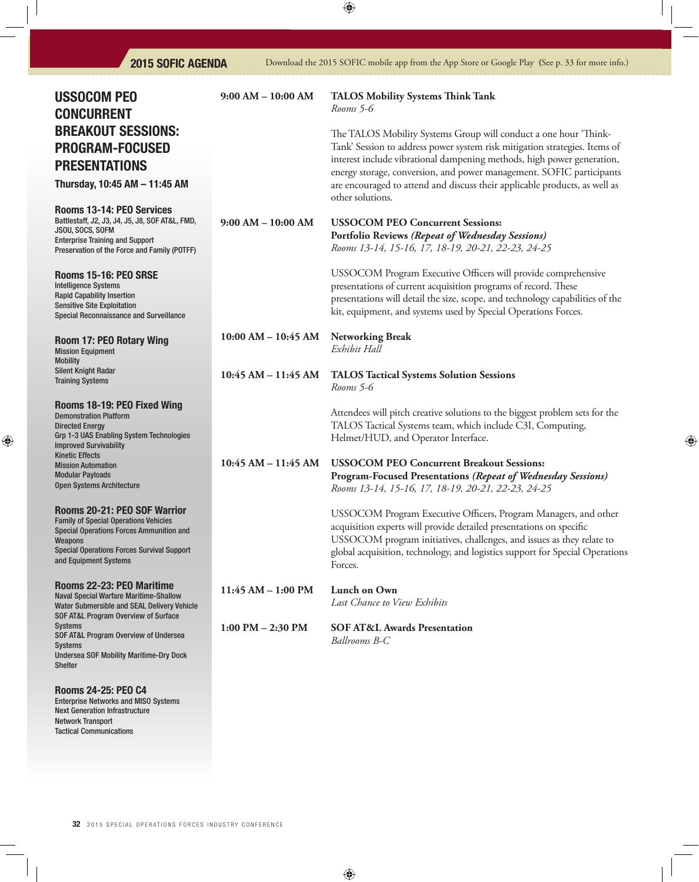## USSOCOM PEO CONCURRENT BREAKOUT SESSIONS: PROGRAM-FOCUSED PRESENTATIONS

**Thursday, 10:45 AM – 11:45 AM**

**Rooms 13-14: PEO Services**
Battlestaff, J2, J3, J4, J5, J8, SOF AT&L, FMD, JSOU, SOCS, SOFM
Enterprise Training and Support
Preservation of the Force and Family (POTFF)

**Rooms 15-16: PEO SRSE**
Intelligence Systems
Rapid Capability Insertion
Sensitive Site Exploitation
Special Reconnaissance and Surveillance

**Room 17: PEO Rotary Wing**
Mission Equipment
Mobility
Silent Knight Radar
Training Systems

**Rooms 18-19: PEO Fixed Wing**
Demonstration Platform
Directed Energy
Grp 1-3 UAS Enabling System Technologies
Improved Survivability
Kinetic Effects
Mission Automation
Modular Payloads
Open Systems Architecture

**Rooms 20-21: PEO SOF Warrior**
Family of Special Operations Vehicles
Special Operations Forces Ammunition and Weapons
Special Operations Forces Survival Support and Equipment Systems

**Rooms 22-23: PEO Maritime**
Naval Special Warfare Maritime-Shallow Water Submersible and SEAL Delivery Vehicle
SOF AT&L Program Overview of Surface Systems
SOF AT&L Program Overview of Undersea Systems
Undersea SOF Mobility Maritime-Dry Dock Shelter

**Rooms 24-25: PEO C4**
Enterprise Networks and MISO Systems
Next Generation Infrastructure
Network Transport
Tactical Communications

---

**9:00 AM – 10:00 AM** — **TALOS Mobility Systems Think Tank**
*Rooms 5-6*

The TALOS Mobility Systems Group will conduct a one hour 'Think-Tank' Session to address power system risk mitigation strategies. Items of interest include vibrational dampening methods, high power generation, energy storage, conversion, and power management. SOFIC participants are encouraged to attend and discuss their applicable products, as well as other solutions.

**9:00 AM – 10:00 AM** — **USSOCOM PEO Concurrent Sessions: Portfolio Reviews *(Repeat of Wednesday Sessions)***
*Rooms 13-14, 15-16, 17, 18-19, 20-21, 22-23, 24-25*

USSOCOM Program Executive Officers will provide comprehensive presentations of current acquisition programs of record. These presentations will detail the size, scope, and technology capabilities of the kit, equipment, and systems used by Special Operations Forces.

**10:00 AM – 10:45 AM** — **Networking Break**
*Exhibit Hall*

**10:45 AM – 11:45 AM** — **TALOS Tactical Systems Solution Sessions**
*Rooms 5-6*

Attendees will pitch creative solutions to the biggest problem sets for the TALOS Tactical Systems team, which include C3I, Computing, Helmet/HUD, and Operator Interface.

**10:45 AM – 11:45 AM** — **USSOCOM PEO Concurrent Breakout Sessions: Program-Focused Presentations *(Repeat of Wednesday Sessions)***
*Rooms 13-14, 15-16, 17, 18-19, 20-21, 22-23, 24-25*

USSOCOM Program Executive Officers, Program Managers, and other acquisition experts will provide detailed presentations on specific USSOCOM program initiatives, challenges, and issues as they relate to global acquisition, technology, and logistics support for Special Operations Forces.

**11:45 AM – 1:00 PM** — **Lunch on Own**
*Last Chance to View Exhibits*

**1:00 PM – 2:30 PM** — **SOF AT&L Awards Presentation**
*Ballrooms B-C*